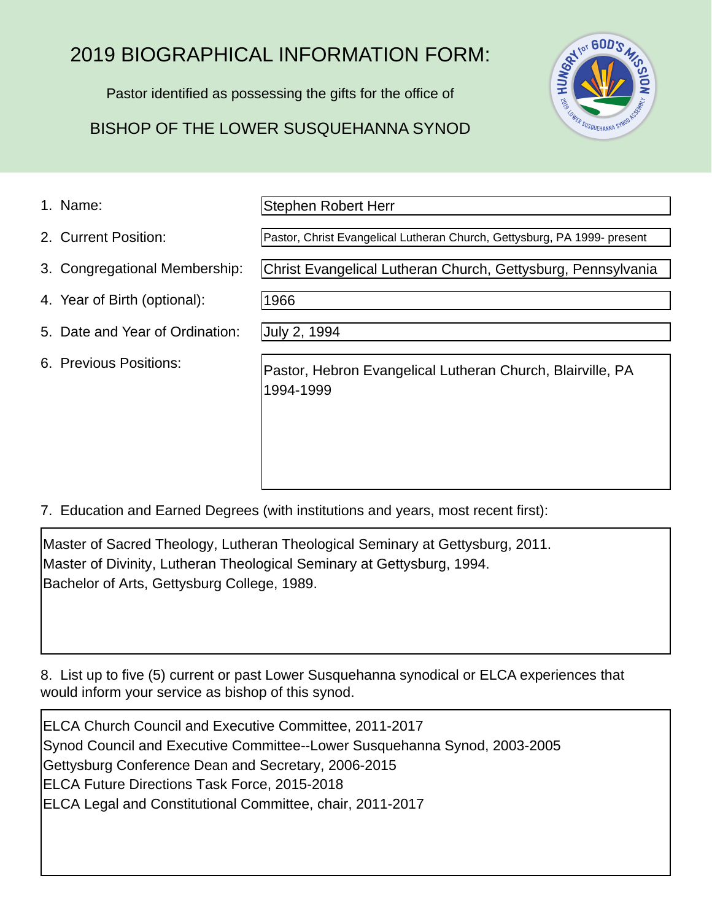# 2019 BIOGRAPHICAL INFORMATION FORM:

Pastor identified as possessing the gifts for the office of

## BISHOP OF THE LOWER SUSQUEHANNA SYNOD

1. Name: Stephen Robert Herr
2. Current Position: Pastor, Christ Evangelical Lutheran Church, Gettysburg, PA 1999- present
3. Congregational Membership: Christ Evangelical Lutheran Church, Gettysburg, Pennsylvania
4. Year of Birth (optional): 1966
5. Date and Year of Ordination: July 2, 1994
6. Previous Positions:

   Pastor, Hebron Evangelical Lutheran Church, Blairville, PA 1994-1999

7. Education and Earned Degrees (with institutions and years, most recent first):

   Master of Sacred Theology, Lutheran Theological Seminary at Gettysburg, 2011.
   Master of Divinity, Lutheran Theological Seminary at Gettysburg, 1994.
   Bachelor of Arts, Gettysburg College, 1989.

8. List up to five (5) current or past Lower Susquehanna synodical or ELCA experiences that would inform your service as bishop of this synod.

   ELCA Church Council and Executive Committee, 2011-2017
   Synod Council and Executive Committee--Lower Susquehanna Synod, 2003-2005
   Gettysburg Conference Dean and Secretary, 2006-2015
   ELCA Future Directions Task Force, 2015-2018
   ELCA Legal and Constitutional Committee, chair, 2011-2017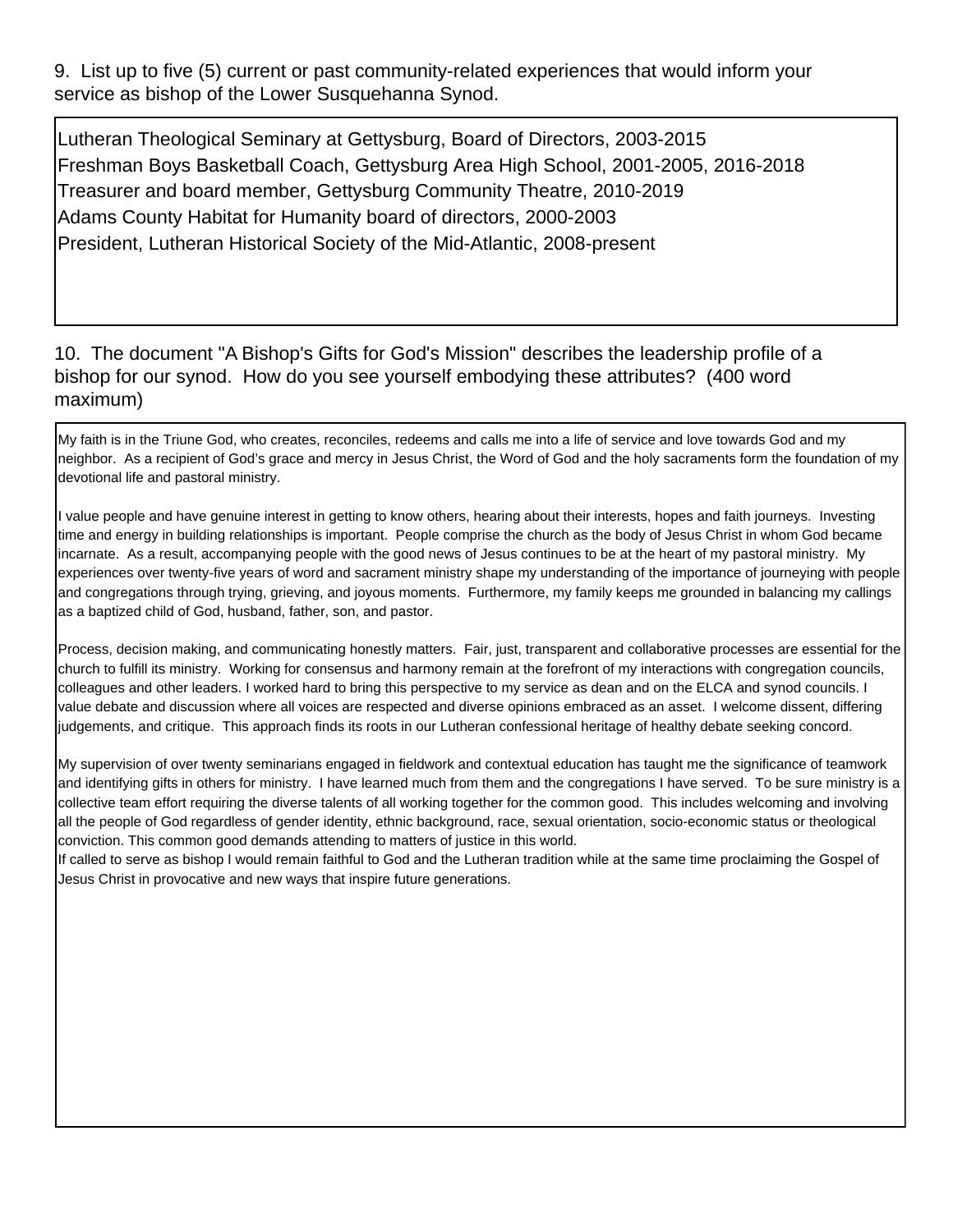9. List up to five (5) current or past community-related experiences that would inform your service as bishop of the Lower Susquehanna Synod.

Lutheran Theological Seminary at Gettysburg, Board of Directors, 2003-2015
Freshman Boys Basketball Coach, Gettysburg Area High School, 2001-2005, 2016-2018
Treasurer and board member, Gettysburg Community Theatre, 2010-2019
Adams County Habitat for Humanity board of directors, 2000-2003
President, Lutheran Historical Society of the Mid-Atlantic, 2008-present

10. The document "A Bishop's Gifts for God's Mission" describes the leadership profile of a bishop for our synod. How do you see yourself embodying these attributes? (400 word maximum)

My faith is in the Triune God, who creates, reconciles, redeems and calls me into a life of service and love towards God and my neighbor. As a recipient of God's grace and mercy in Jesus Christ, the Word of God and the holy sacraments form the foundation of my devotional life and pastoral ministry.

I value people and have genuine interest in getting to know others, hearing about their interests, hopes and faith journeys. Investing time and energy in building relationships is important. People comprise the church as the body of Jesus Christ in whom God became incarnate. As a result, accompanying people with the good news of Jesus continues to be at the heart of my pastoral ministry. My experiences over twenty-five years of word and sacrament ministry shape my understanding of the importance of journeying with people and congregations through trying, grieving, and joyous moments. Furthermore, my family keeps me grounded in balancing my callings as a baptized child of God, husband, father, son, and pastor.

Process, decision making, and communicating honestly matters. Fair, just, transparent and collaborative processes are essential for the church to fulfill its ministry. Working for consensus and harmony remain at the forefront of my interactions with congregation councils, colleagues and other leaders. I worked hard to bring this perspective to my service as dean and on the ELCA and synod councils. I value debate and discussion where all voices are respected and diverse opinions embraced as an asset. I welcome dissent, differing judgements, and critique. This approach finds its roots in our Lutheran confessional heritage of healthy debate seeking concord.

My supervision of over twenty seminarians engaged in fieldwork and contextual education has taught me the significance of teamwork and identifying gifts in others for ministry. I have learned much from them and the congregations I have served. To be sure ministry is a collective team effort requiring the diverse talents of all working together for the common good. This includes welcoming and involving all the people of God regardless of gender identity, ethnic background, race, sexual orientation, socio-economic status or theological conviction. This common good demands attending to matters of justice in this world.
If called to serve as bishop I would remain faithful to God and the Lutheran tradition while at the same time proclaiming the Gospel of Jesus Christ in provocative and new ways that inspire future generations.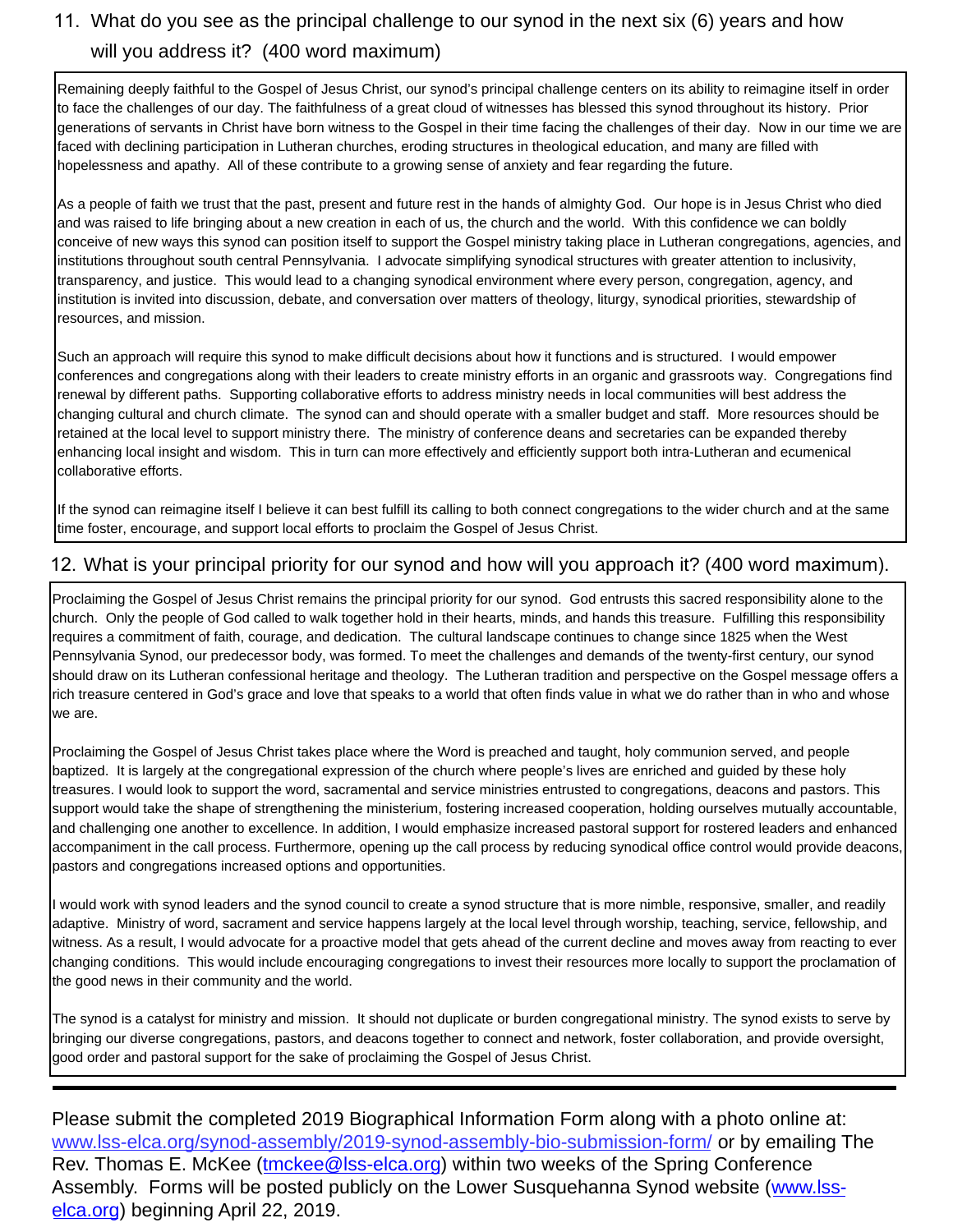11. What do you see as the principal challenge to our synod in the next six (6) years and how will you address it? (400 word maximum)

Remaining deeply faithful to the Gospel of Jesus Christ, our synod's principal challenge centers on its ability to reimagine itself in order to face the challenges of our day. The faithfulness of a great cloud of witnesses has blessed this synod throughout its history. Prior generations of servants in Christ have born witness to the Gospel in their time facing the challenges of their day. Now in our time we are faced with declining participation in Lutheran churches, eroding structures in theological education, and many are filled with hopelessness and apathy. All of these contribute to a growing sense of anxiety and fear regarding the future.

As a people of faith we trust that the past, present and future rest in the hands of almighty God. Our hope is in Jesus Christ who died and was raised to life bringing about a new creation in each of us, the church and the world. With this confidence we can boldly conceive of new ways this synod can position itself to support the Gospel ministry taking place in Lutheran congregations, agencies, and institutions throughout south central Pennsylvania. I advocate simplifying synodical structures with greater attention to inclusivity, transparency, and justice. This would lead to a changing synodical environment where every person, congregation, agency, and institution is invited into discussion, debate, and conversation over matters of theology, liturgy, synodical priorities, stewardship of resources, and mission.

Such an approach will require this synod to make difficult decisions about how it functions and is structured. I would empower conferences and congregations along with their leaders to create ministry efforts in an organic and grassroots way. Congregations find renewal by different paths. Supporting collaborative efforts to address ministry needs in local communities will best address the changing cultural and church climate. The synod can and should operate with a smaller budget and staff. More resources should be retained at the local level to support ministry there. The ministry of conference deans and secretaries can be expanded thereby enhancing local insight and wisdom. This in turn can more effectively and efficiently support both intra-Lutheran and ecumenical collaborative efforts.

If the synod can reimagine itself I believe it can best fulfill its calling to both connect congregations to the wider church and at the same time foster, encourage, and support local efforts to proclaim the Gospel of Jesus Christ.

12. What is your principal priority for our synod and how will you approach it? (400 word maximum).

Proclaiming the Gospel of Jesus Christ remains the principal priority for our synod. God entrusts this sacred responsibility alone to the church. Only the people of God called to walk together hold in their hearts, minds, and hands this treasure. Fulfilling this responsibility requires a commitment of faith, courage, and dedication. The cultural landscape continues to change since 1825 when the West Pennsylvania Synod, our predecessor body, was formed. To meet the challenges and demands of the twenty-first century, our synod should draw on its Lutheran confessional heritage and theology. The Lutheran tradition and perspective on the Gospel message offers a rich treasure centered in God's grace and love that speaks to a world that often finds value in what we do rather than in who and whose we are.

Proclaiming the Gospel of Jesus Christ takes place where the Word is preached and taught, holy communion served, and people baptized. It is largely at the congregational expression of the church where people's lives are enriched and guided by these holy treasures. I would look to support the word, sacramental and service ministries entrusted to congregations, deacons and pastors. This support would take the shape of strengthening the ministerium, fostering increased cooperation, holding ourselves mutually accountable, and challenging one another to excellence. In addition, I would emphasize increased pastoral support for rostered leaders and enhanced accompaniment in the call process. Furthermore, opening up the call process by reducing synodical office control would provide deacons, pastors and congregations increased options and opportunities.

I would work with synod leaders and the synod council to create a synod structure that is more nimble, responsive, smaller, and readily adaptive. Ministry of word, sacrament and service happens largely at the local level through worship, teaching, service, fellowship, and witness. As a result, I would advocate for a proactive model that gets ahead of the current decline and moves away from reacting to ever changing conditions. This would include encouraging congregations to invest their resources more locally to support the proclamation of the good news in their community and the world.

The synod is a catalyst for ministry and mission. It should not duplicate or burden congregational ministry. The synod exists to serve by bringing our diverse congregations, pastors, and deacons together to connect and network, foster collaboration, and provide oversight, good order and pastoral support for the sake of proclaiming the Gospel of Jesus Christ.

---

Please submit the completed 2019 Biographical Information Form along with a photo online at: [www.lss-elca.org/synod-assembly/2019-synod-assembly-bio-submission-form/](www.lss-elca.org/synod-assembly/2019-synod-assembly-bio-submission-form/) or by emailing The Rev. Thomas E. McKee ([tmckee@lss-elca.org](mailto:tmckee@lss-elca.org)) within two weeks of the Spring Conference Assembly. Forms will be posted publicly on the Lower Susquehanna Synod website ([www.lss-elca.org](www.lss-elca.org)) beginning April 22, 2019.